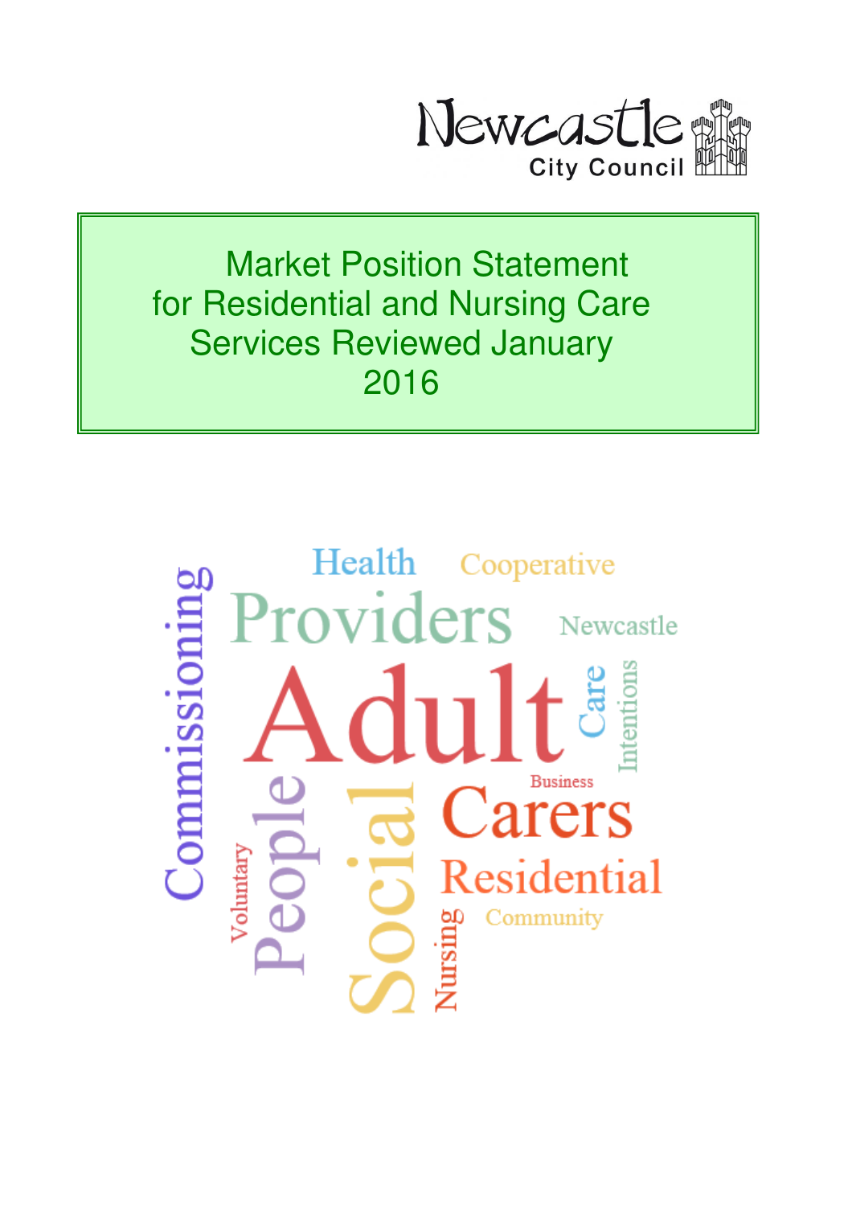Newcastle City Council

# Market Position Statement for Residential and Nursing Care Services Reviewed January 2016

Health Cooperative Providers Newcastle Commissioning Adult Care Intentions Business Carers Residential Voluntary People Social Nursing Community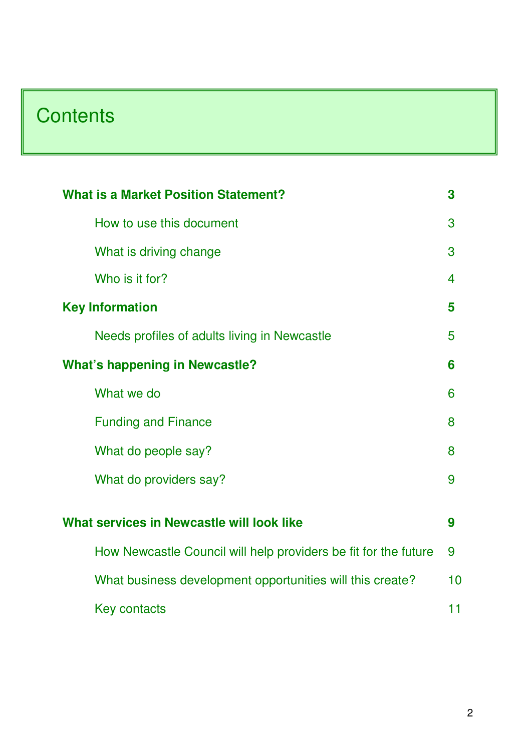# Contents

| | |
|---|---|
| **What is a Market Position Statement?** | **3** |
| How to use this document | 3 |
| What is driving change | 3 |
| Who is it for? | 4 |
| **Key Information** | **5** |
| Needs profiles of adults living in Newcastle | 5 |
| **What's happening in Newcastle?** | **6** |
| What we do | 6 |
| Funding and Finance | 8 |
| What do people say? | 8 |
| What do providers say? | 9 |
| **What services in Newcastle will look like** | **9** |
| How Newcastle Council will help providers be fit for the future | 9 |
| What business development opportunities will this create? | 10 |
| Key contacts | 11 |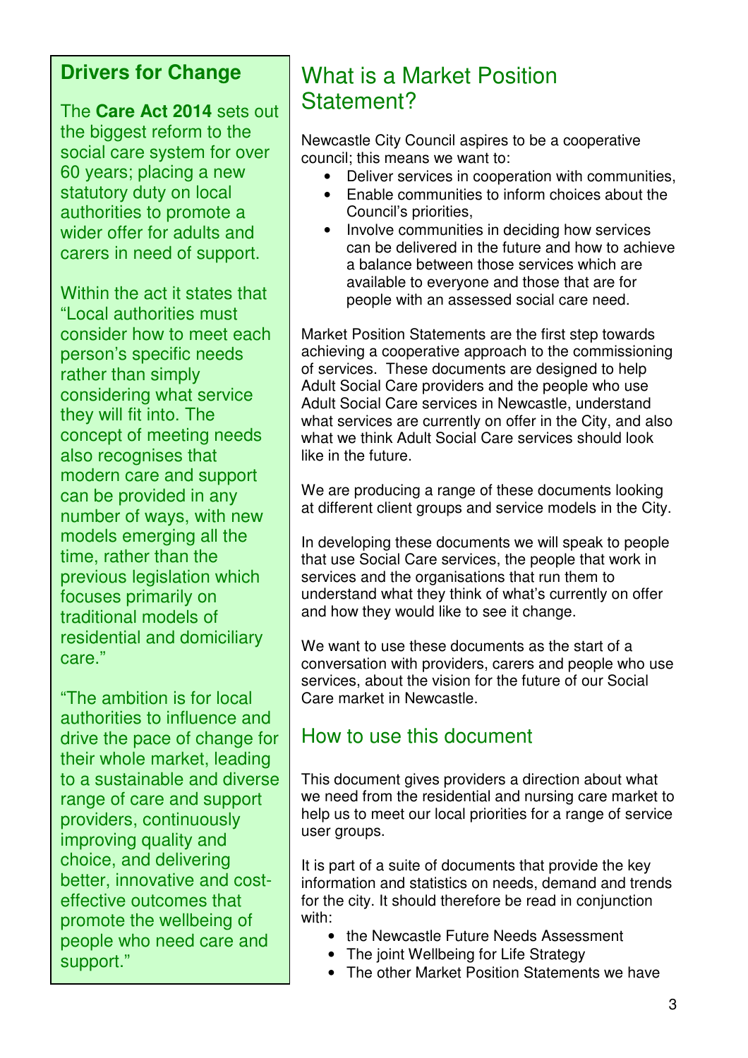## Drivers for Change

The **Care Act 2014** sets out the biggest reform to the social care system for over 60 years; placing a new statutory duty on local authorities to promote a wider offer for adults and carers in need of support.

Within the act it states that "Local authorities must consider how to meet each person's specific needs rather than simply considering what service they will fit into. The concept of meeting needs also recognises that modern care and support can be provided in any number of ways, with new models emerging all the time, rather than the previous legislation which focuses primarily on traditional models of residential and domiciliary care."

"The ambition is for local authorities to influence and drive the pace of change for their whole market, leading to a sustainable and diverse range of care and support providers, continuously improving quality and choice, and delivering better, innovative and cost-effective outcomes that promote the wellbeing of people who need care and support."

# What is a Market Position Statement?

Newcastle City Council aspires to be a cooperative council; this means we want to:

- Deliver services in cooperation with communities,
- Enable communities to inform choices about the Council's priorities,
- Involve communities in deciding how services can be delivered in the future and how to achieve a balance between those services which are available to everyone and those that are for people with an assessed social care need.

Market Position Statements are the first step towards achieving a cooperative approach to the commissioning of services. These documents are designed to help Adult Social Care providers and the people who use Adult Social Care services in Newcastle, understand what services are currently on offer in the City, and also what we think Adult Social Care services should look like in the future.

We are producing a range of these documents looking at different client groups and service models in the City.

In developing these documents we will speak to people that use Social Care services, the people that work in services and the organisations that run them to understand what they think of what's currently on offer and how they would like to see it change.

We want to use these documents as the start of a conversation with providers, carers and people who use services, about the vision for the future of our Social Care market in Newcastle.

## How to use this document

This document gives providers a direction about what we need from the residential and nursing care market to help us to meet our local priorities for a range of service user groups.

It is part of a suite of documents that provide the key information and statistics on needs, demand and trends for the city. It should therefore be read in conjunction with:

- the Newcastle Future Needs Assessment
- The joint Wellbeing for Life Strategy
- The other Market Position Statements we have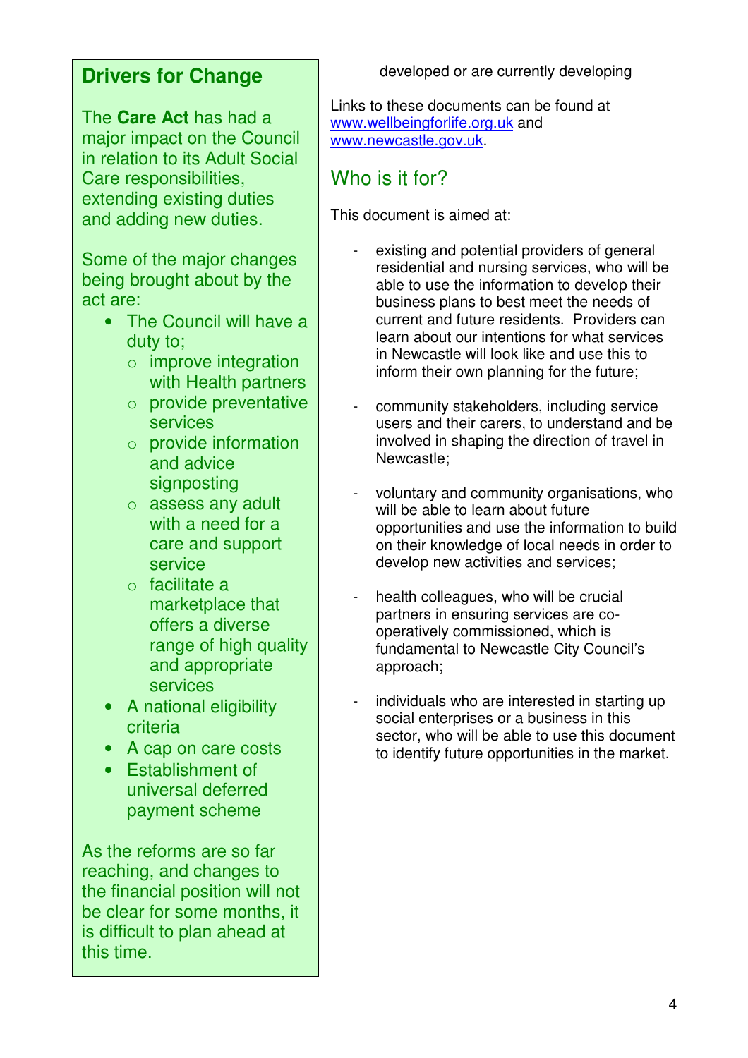## Drivers for Change

The **Care Act** has had a major impact on the Council in relation to its Adult Social Care responsibilities, extending existing duties and adding new duties.

Some of the major changes being brought about by the act are:

- The Council will have a duty to;
  - improve integration with Health partners
  - provide preventative services
  - provide information and advice signposting
  - assess any adult with a need for a care and support service
  - facilitate a marketplace that offers a diverse range of high quality and appropriate services
- A national eligibility criteria
- A cap on care costs
- Establishment of universal deferred payment scheme

As the reforms are so far reaching, and changes to the financial position will not be clear for some months, it is difficult to plan ahead at this time.

developed or are currently developing

Links to these documents can be found at www.wellbeingforlife.org.uk and www.newcastle.gov.uk.

## Who is it for?

This document is aimed at:

- existing and potential providers of general residential and nursing services, who will be able to use the information to develop their business plans to best meet the needs of current and future residents. Providers can learn about our intentions for what services in Newcastle will look like and use this to inform their own planning for the future;

- community stakeholders, including service users and their carers, to understand and be involved in shaping the direction of travel in Newcastle;

- voluntary and community organisations, who will be able to learn about future opportunities and use the information to build on their knowledge of local needs in order to develop new activities and services;

- health colleagues, who will be crucial partners in ensuring services are co-operatively commissioned, which is fundamental to Newcastle City Council's approach;

- individuals who are interested in starting up social enterprises or a business in this sector, who will be able to use this document to identify future opportunities in the market.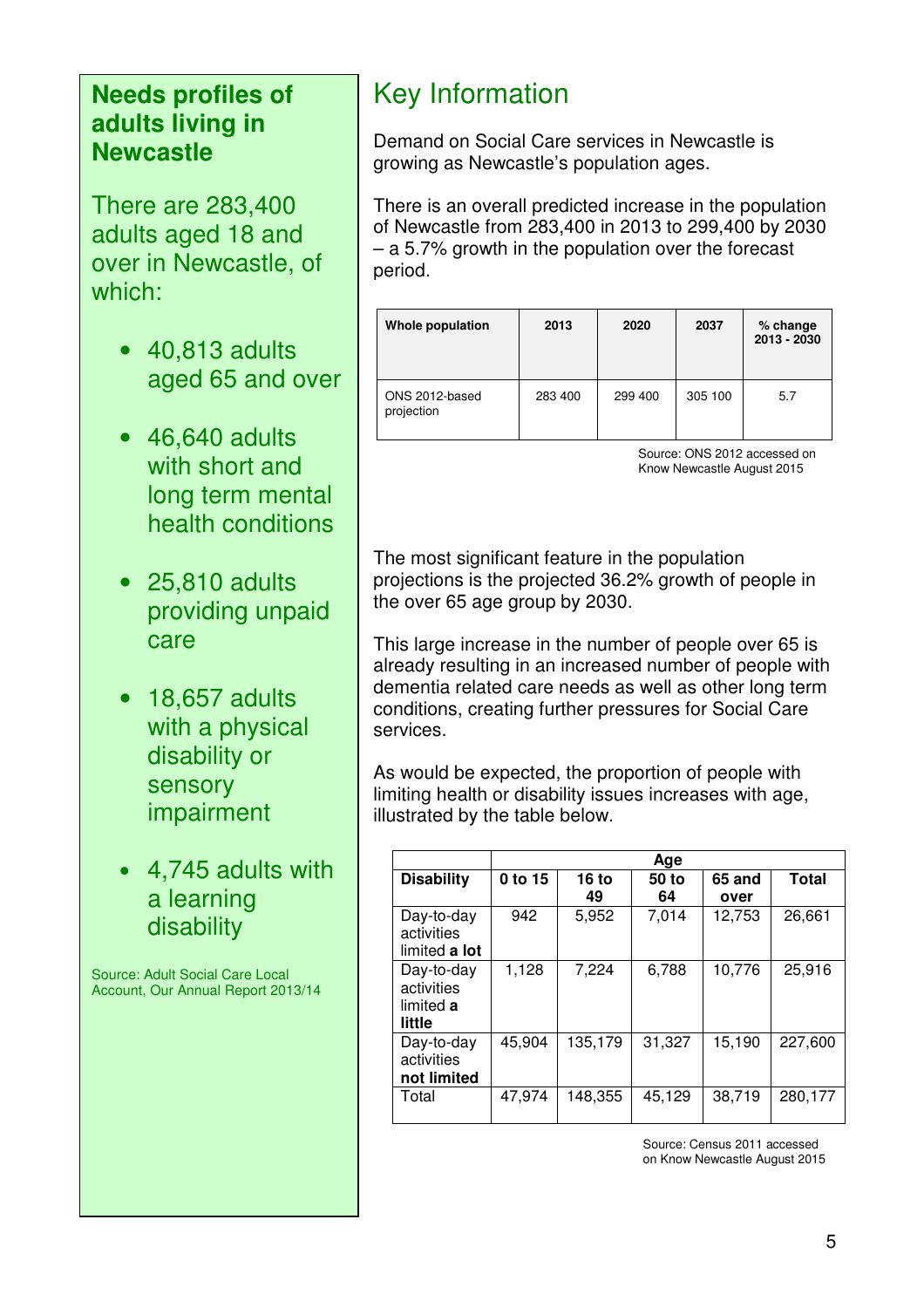## Needs profiles of adults living in Newcastle

There are 283,400 adults aged 18 and over in Newcastle, of which:

- 40,813 adults aged 65 and over
- 46,640 adults with short and long term mental health conditions
- 25,810 adults providing unpaid care
- 18,657 adults with a physical disability or sensory impairment
- 4,745 adults with a learning disability

Source: Adult Social Care Local Account, Our Annual Report 2013/14

# Key Information

Demand on Social Care services in Newcastle is growing as Newcastle's population ages.

There is an overall predicted increase in the population of Newcastle from 283,400 in 2013 to 299,400 by 2030 – a 5.7% growth in the population over the forecast period.

| Whole population | 2013 | 2020 | 2037 | % change 2013 - 2030 |
|---|---|---|---|---|
| ONS 2012-based projection | 283 400 | 299 400 | 305 100 | 5.7 |

Source: ONS 2012 accessed on Know Newcastle August 2015

The most significant feature in the population projections is the projected 36.2% growth of people in the over 65 age group by 2030.

This large increase in the number of people over 65 is already resulting in an increased number of people with dementia related care needs as well as other long term conditions, creating further pressures for Social Care services.

As would be expected, the proportion of people with limiting health or disability issues increases with age, illustrated by the table below.

| | Age | | | | |
|---|---|---|---|---|---|
| **Disability** | **0 to 15** | **16 to 49** | **50 to 64** | **65 and over** | **Total** |
| Day-to-day activities limited **a lot** | 942 | 5,952 | 7,014 | 12,753 | 26,661 |
| Day-to-day activities limited **a little** | 1,128 | 7,224 | 6,788 | 10,776 | 25,916 |
| Day-to-day activities **not limited** | 45,904 | 135,179 | 31,327 | 15,190 | 227,600 |
| Total | 47,974 | 148,355 | 45,129 | 38,719 | 280,177 |

Source: Census 2011 accessed on Know Newcastle August 2015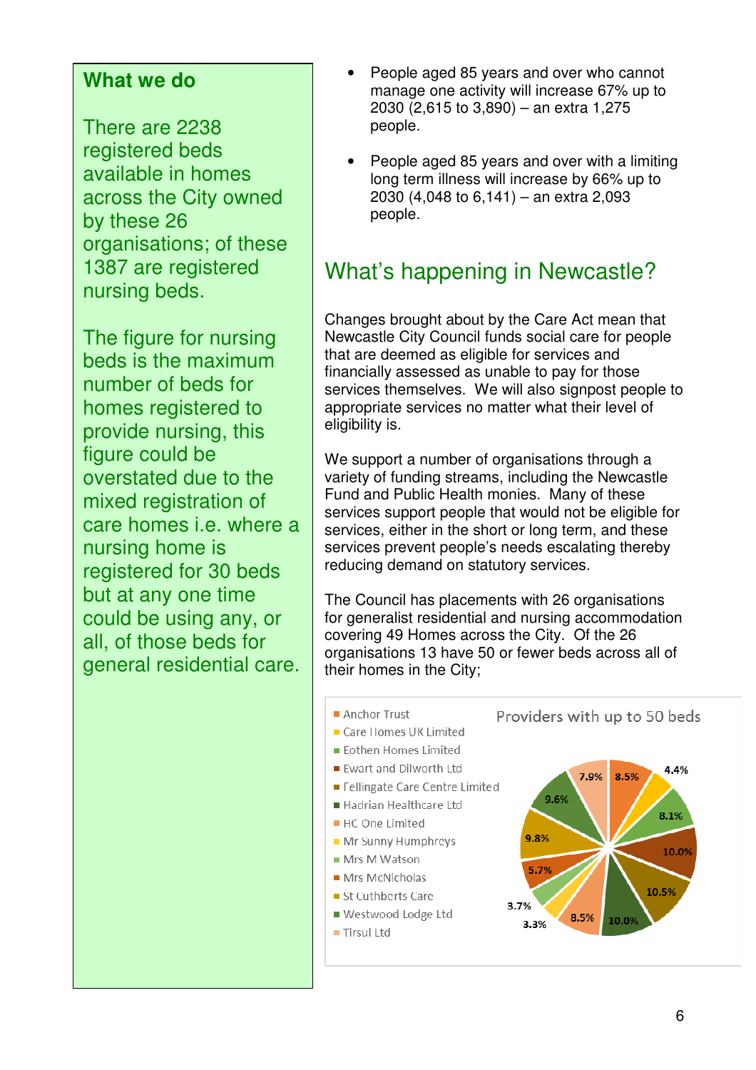## What we do

There are 2238 registered beds available in homes across the City owned by these 26 organisations; of these 1387 are registered nursing beds.

The figure for nursing beds is the maximum number of beds for homes registered to provide nursing, this figure could be overstated due to the mixed registration of care homes i.e. where a nursing home is registered for 30 beds but at any one time could be using any, or all, of those beds for general residential care.

- People aged 85 years and over who cannot manage one activity will increase 67% up to 2030 (2,615 to 3,890) – an extra 1,275 people.
- People aged 85 years and over with a limiting long term illness will increase by 66% up to 2030 (4,048 to 6,141) – an extra 2,093 people.

## What's happening in Newcastle?

Changes brought about by the Care Act mean that Newcastle City Council funds social care for people that are deemed as eligible for services and financially assessed as unable to pay for those services themselves. We will also signpost people to appropriate services no matter what their level of eligibility is.

We support a number of organisations through a variety of funding streams, including the Newcastle Fund and Public Health monies. Many of these services support people that would not be eligible for services, either in the short or long term, and these services prevent people's needs escalating thereby reducing demand on statutory services.

The Council has placements with 26 organisations for generalist residential and nursing accommodation covering 49 Homes across the City. Of the 26 organisations 13 have 50 or fewer beds across all of their homes in the City;

**Providers with up to 50 beds**

| Provider | Share |
|---|---|
| Anchor Trust | 8.5% |
| Care Homes UK Limited | 4.4% |
| Eothen Homes Limited | 8.1% |
| Ewart and Dilworth Ltd | 10.0% |
| Fellingate Care Centre Limited | 10.5% |
| Hadrian Healthcare Ltd | 10.0% |
| HC One Limited | 8.5% |
| Mr Sunny Humphreys | 3.3% |
| Mrs M Watson | 3.7% |
| Mrs McNicholas | 5.7% |
| St Cuthberts Care | 9.8% |
| Westwood Lodge Ltd | 9.6% |
| Tirsul Ltd | 7.9% |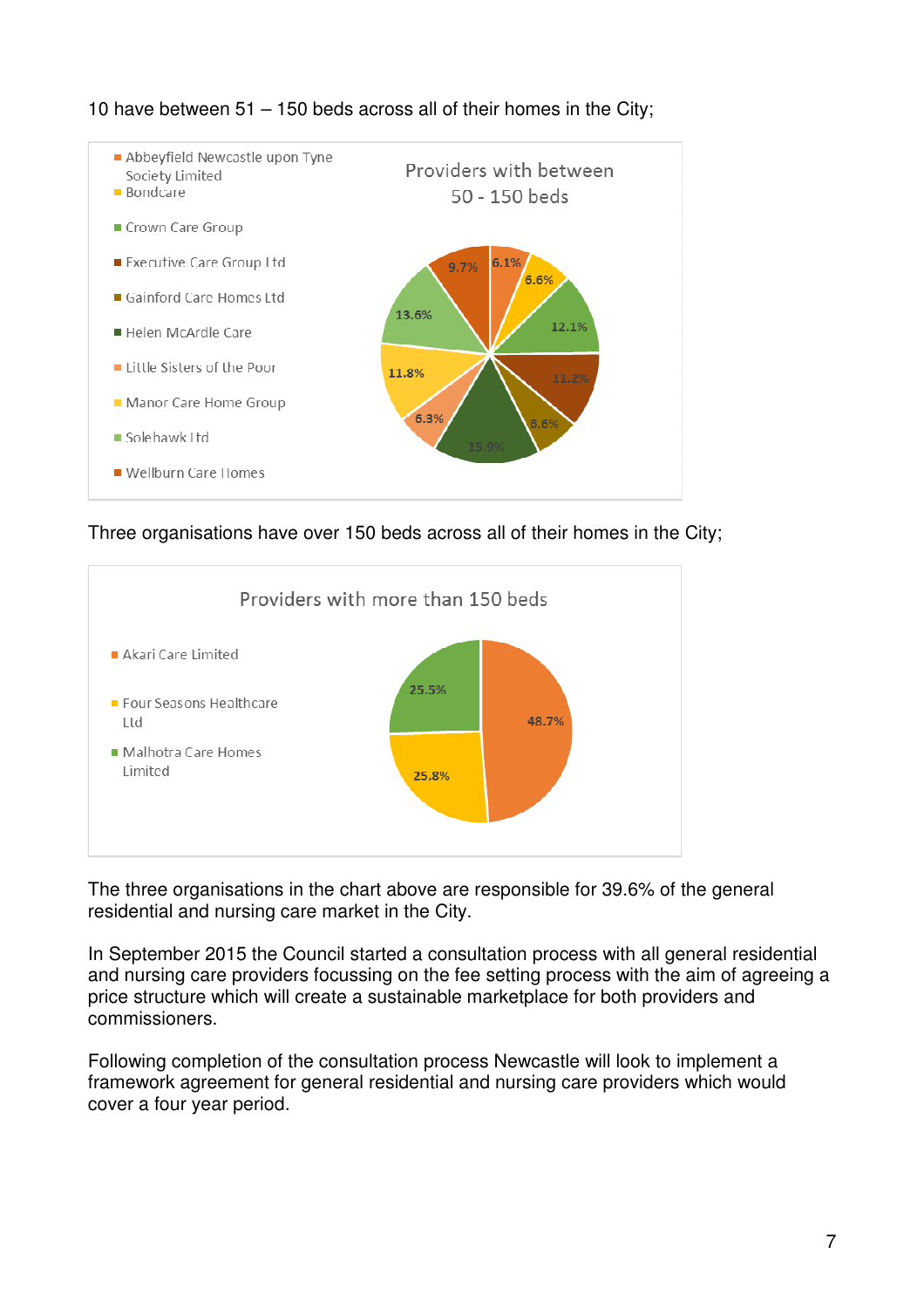10 have between 51 – 150 beds across all of their homes in the City;

**Providers with between 50 - 150 beds**

| Provider | Share |
| --- | --- |
| Abbeyfield Newcastle upon Tyne Society Limited | 6.1% |
| Bondcare | 6.6% |
| Crown Care Group | 12.1% |
| Executive Care Group Ltd | 11.2% |
| Gainford Care Homes Ltd | 6.6% |
| Helen McArdle Care | 15.9% |
| Little Sisters of the Poor | 6.3% |
| Manor Care Home Group | 11.8% |
| Solehawk Ltd | 13.6% |
| Wellburn Care Homes | 9.7% |

Three organisations have over 150 beds across all of their homes in the City;

**Providers with more than 150 beds**

| Provider | Share |
| --- | --- |
| Akari Care Limited | 48.7% |
| Four Seasons Healthcare Ltd | 25.8% |
| Malhotra Care Homes Limited | 25.5% |

The three organisations in the chart above are responsible for 39.6% of the general residential and nursing care market in the City.

In September 2015 the Council started a consultation process with all general residential and nursing care providers focussing on the fee setting process with the aim of agreeing a price structure which will create a sustainable marketplace for both providers and commissioners.

Following completion of the consultation process Newcastle will look to implement a framework agreement for general residential and nursing care providers which would cover a four year period.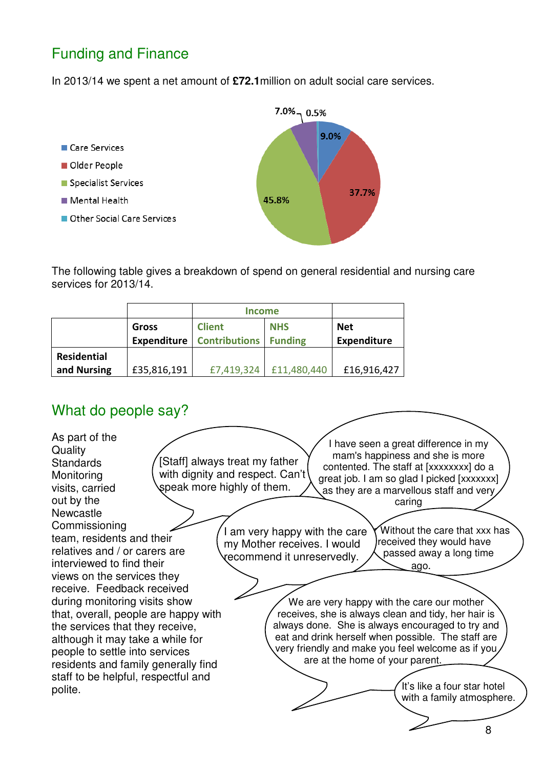## Funding and Finance

In 2013/14 we spent a net amount of **£72.1**million on adult social care services.

- Care Services 9.0%
- Older People 37.7%
- Specialist Services 45.8%
- Mental Health 7.0%
- Other Social Care Services 0.5%

The following table gives a breakdown of spend on general residential and nursing care services for 2013/14.

| | | Income | | |
|---|---|---|---|---|
| | **Gross Expenditure** | **Client Contributions** | **NHS Funding** | **Net Expenditure** |
| **Residential and Nursing** | £35,816,191 | £7,419,324 | £11,480,440 | £16,916,427 |

## What do people say?

As part of the Quality Standards Monitoring visits, carried out by the Newcastle Commissioning team, residents and their relatives and / or carers are interviewed to find their views on the services they receive. Feedback received during monitoring visits show that, overall, people are happy with the services that they receive, although it may take a while for people to settle into services residents and family generally find staff to be helpful, respectful and polite.

"[Staff] always treat my father with dignity and respect. Can't speak more highly of them."

"I have seen a great difference in my mam's happiness and she is more contented. The staff at [xxxxxxxx] do a great job. I am so glad I picked [xxxxxxx] as they are a marvellous staff and very caring"

"I am very happy with the care my Mother receives. I would recommend it unreservedly."

"Without the care that xxx has received they would have passed away a long time ago."

"We are very happy with the care our mother receives, she is always clean and tidy, her hair is always done. She is always encouraged to try and eat and drink herself when possible. The staff are very friendly and make you feel welcome as if you are at the home of your parent."

"It's like a four star hotel with a family atmosphere."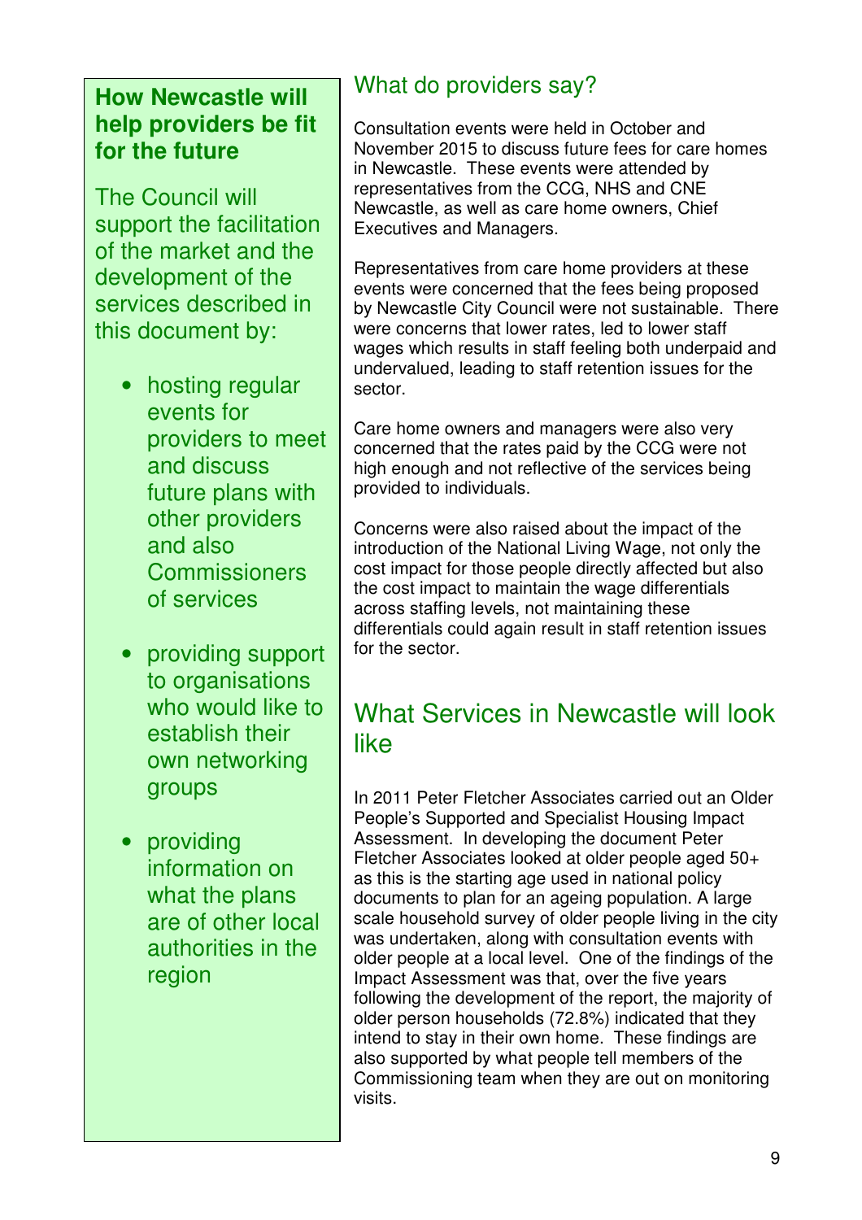## How Newcastle will help providers be fit for the future

The Council will support the facilitation of the market and the development of the services described in this document by:

- hosting regular events for providers to meet and discuss future plans with other providers and also Commissioners of services
- providing support to organisations who would like to establish their own networking groups
- providing information on what the plans are of other local authorities in the region

## What do providers say?

Consultation events were held in October and November 2015 to discuss future fees for care homes in Newcastle. These events were attended by representatives from the CCG, NHS and CNE Newcastle, as well as care home owners, Chief Executives and Managers.

Representatives from care home providers at these events were concerned that the fees being proposed by Newcastle City Council were not sustainable. There were concerns that lower rates, led to lower staff wages which results in staff feeling both underpaid and undervalued, leading to staff retention issues for the sector.

Care home owners and managers were also very concerned that the rates paid by the CCG were not high enough and not reflective of the services being provided to individuals.

Concerns were also raised about the impact of the introduction of the National Living Wage, not only the cost impact for those people directly affected but also the cost impact to maintain the wage differentials across staffing levels, not maintaining these differentials could again result in staff retention issues for the sector.

## What Services in Newcastle will look like

In 2011 Peter Fletcher Associates carried out an Older People's Supported and Specialist Housing Impact Assessment. In developing the document Peter Fletcher Associates looked at older people aged 50+ as this is the starting age used in national policy documents to plan for an ageing population. A large scale household survey of older people living in the city was undertaken, along with consultation events with older people at a local level. One of the findings of the Impact Assessment was that, over the five years following the development of the report, the majority of older person households (72.8%) indicated that they intend to stay in their own home. These findings are also supported by what people tell members of the Commissioning team when they are out on monitoring visits.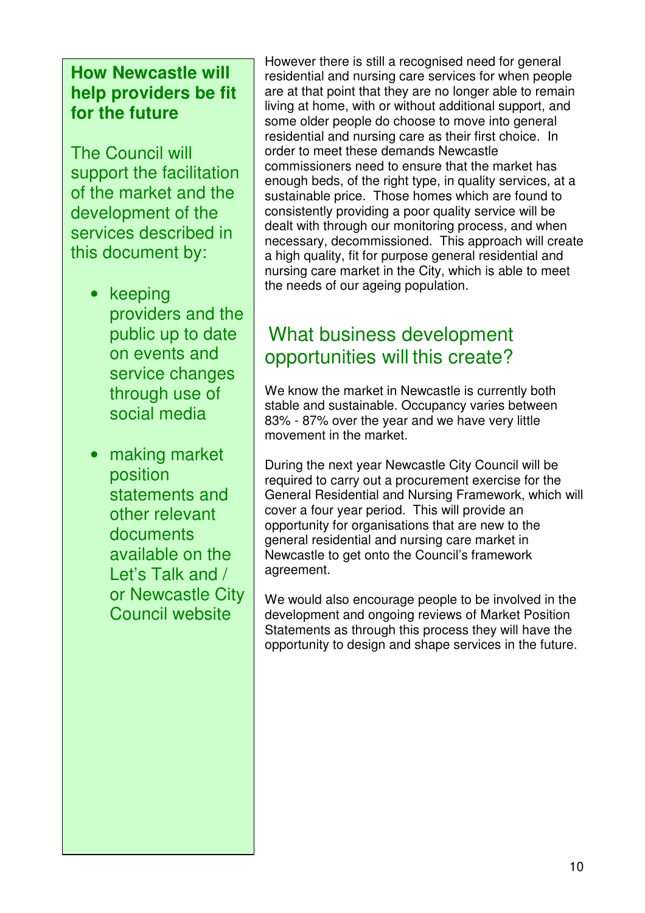### How Newcastle will help providers be fit for the future

The Council will support the facilitation of the market and the development of the services described in this document by:

- keeping providers and the public up to date on events and service changes through use of social media
- making market position statements and other relevant documents available on the Let's Talk and / or Newcastle City Council website

However there is still a recognised need for general residential and nursing care services for when people are at that point that they are no longer able to remain living at home, with or without additional support, and some older people do choose to move into general residential and nursing care as their first choice. In order to meet these demands Newcastle commissioners need to ensure that the market has enough beds, of the right type, in quality services, at a sustainable price. Those homes which are found to consistently providing a poor quality service will be dealt with through our monitoring process, and when necessary, decommissioned. This approach will create a high quality, fit for purpose general residential and nursing care market in the City, which is able to meet the needs of our ageing population.

## What business development opportunities will this create?

We know the market in Newcastle is currently both stable and sustainable. Occupancy varies between 83% - 87% over the year and we have very little movement in the market.

During the next year Newcastle City Council will be required to carry out a procurement exercise for the General Residential and Nursing Framework, which will cover a four year period. This will provide an opportunity for organisations that are new to the general residential and nursing care market in Newcastle to get onto the Council's framework agreement.

We would also encourage people to be involved in the development and ongoing reviews of Market Position Statements as through this process they will have the opportunity to design and shape services in the future.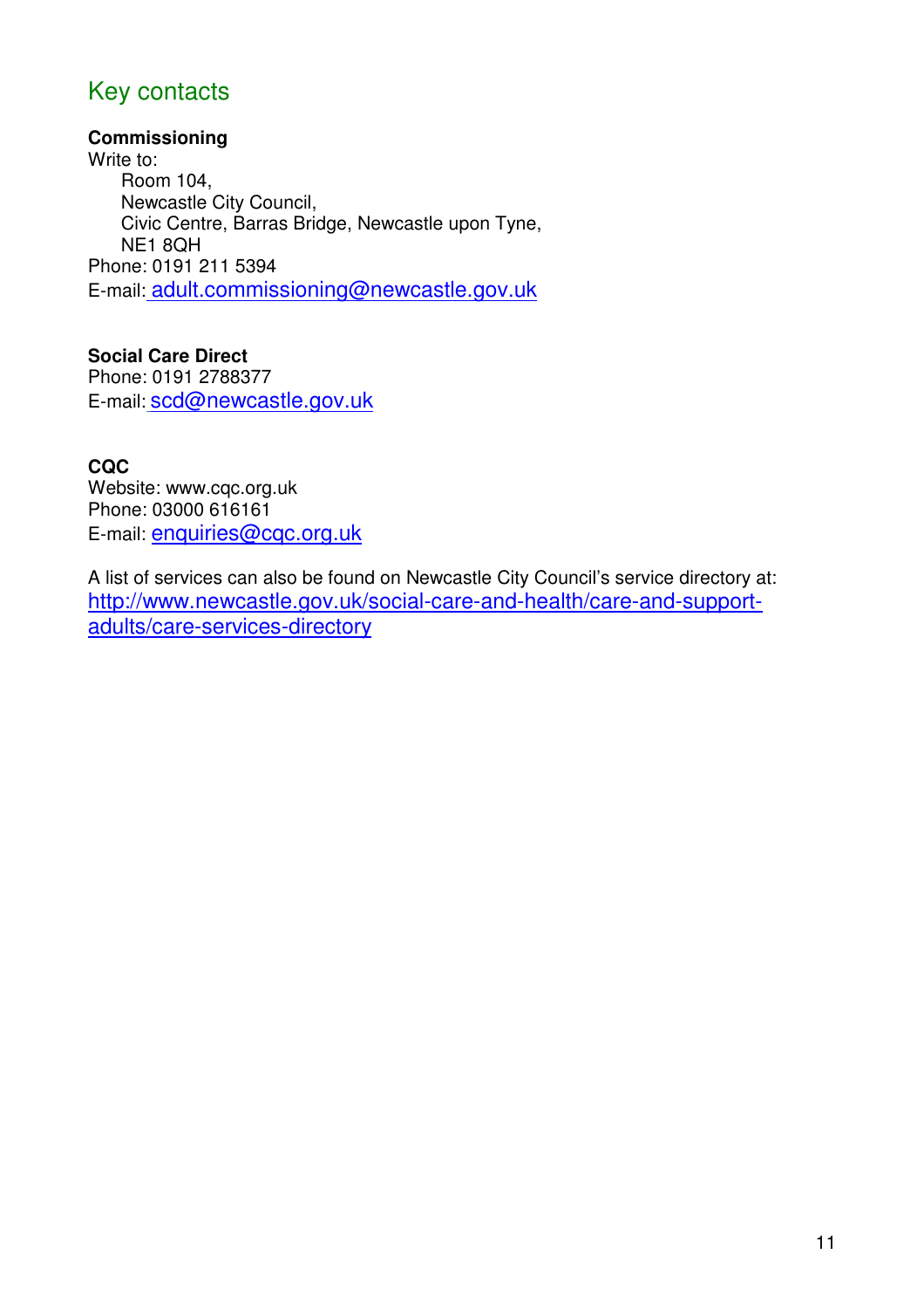## Key contacts

**Commissioning**
Write to:
Room 104,
Newcastle City Council,
Civic Centre, Barras Bridge, Newcastle upon Tyne,
NE1 8QH
Phone: 0191 211 5394
E-mail: adult.commissioning@newcastle.gov.uk

**Social Care Direct**
Phone: 0191 2788377
E-mail: scd@newcastle.gov.uk

**CQC**
Website: www.cqc.org.uk
Phone: 03000 616161
E-mail: enquiries@cqc.org.uk

A list of services can also be found on Newcastle City Council's service directory at:
http://www.newcastle.gov.uk/social-care-and-health/care-and-support-adults/care-services-directory